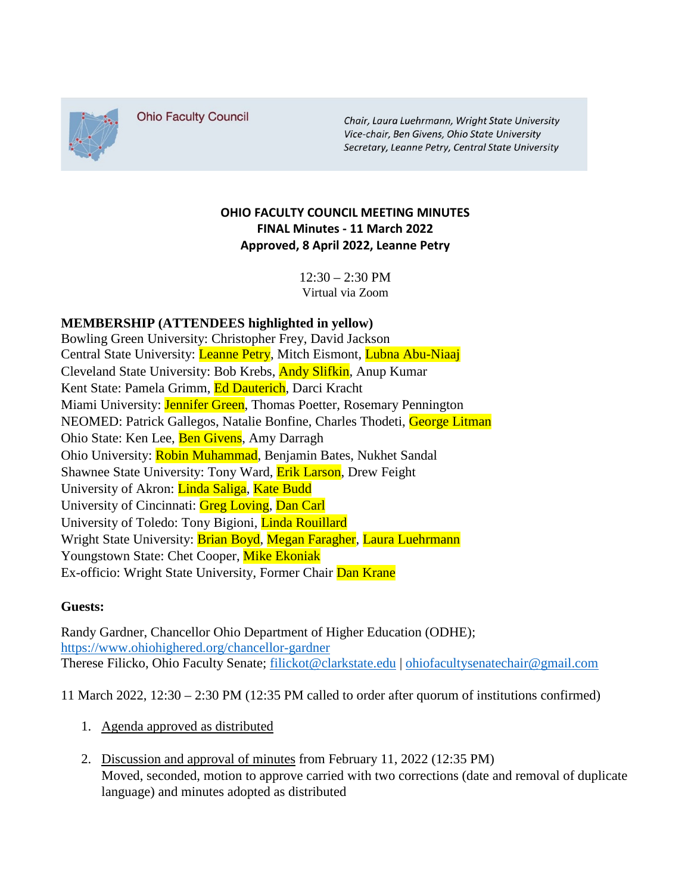Ohio Faculty Council

*Chair, Laura Luehrmann, Wright State University*
*Vice-chair, Ben Givens, Ohio State University*
*Secretary, Leanne Petry, Central State University*

**OHIO FACULTY COUNCIL MEETING MINUTES**
**FINAL Minutes - 11 March 2022**
**Approved, 8 April 2022, Leanne Petry**

12:30 – 2:30 PM
Virtual via Zoom

**MEMBERSHIP (ATTENDEES highlighted in yellow)**

Bowling Green University: Christopher Frey, David Jackson
Central State University: Leanne Petry, Mitch Eismont, Lubna Abu-Niaaj
Cleveland State University: Bob Krebs, Andy Slifkin, Anup Kumar
Kent State: Pamela Grimm, Ed Dauterich, Darci Kracht
Miami University: Jennifer Green, Thomas Poetter, Rosemary Pennington
NEOMED: Patrick Gallegos, Natalie Bonfine, Charles Thodeti, George Litman
Ohio State: Ken Lee, Ben Givens, Amy Darragh
Ohio University: Robin Muhammad, Benjamin Bates, Nukhet Sandal
Shawnee State University: Tony Ward, Erik Larson, Drew Feight
University of Akron: Linda Saliga, Kate Budd
University of Cincinnati: Greg Loving, Dan Carl
University of Toledo: Tony Bigioni, Linda Rouillard
Wright State University: Brian Boyd, Megan Faragher, Laura Luehrmann
Youngstown State: Chet Cooper, Mike Ekoniak
Ex-officio: Wright State University, Former Chair Dan Krane

**Guests:**

Randy Gardner, Chancellor Ohio Department of Higher Education (ODHE); https://www.ohiohighered.org/chancellor-gardner
Therese Filicko, Ohio Faculty Senate; filickot@clarkstate.edu | ohiofacultysenatechair@gmail.com

11 March 2022, 12:30 – 2:30 PM (12:35 PM called to order after quorum of institutions confirmed)

1. Agenda approved as distributed
2. Discussion and approval of minutes from February 11, 2022 (12:35 PM)
   Moved, seconded, motion to approve carried with two corrections (date and removal of duplicate language) and minutes adopted as distributed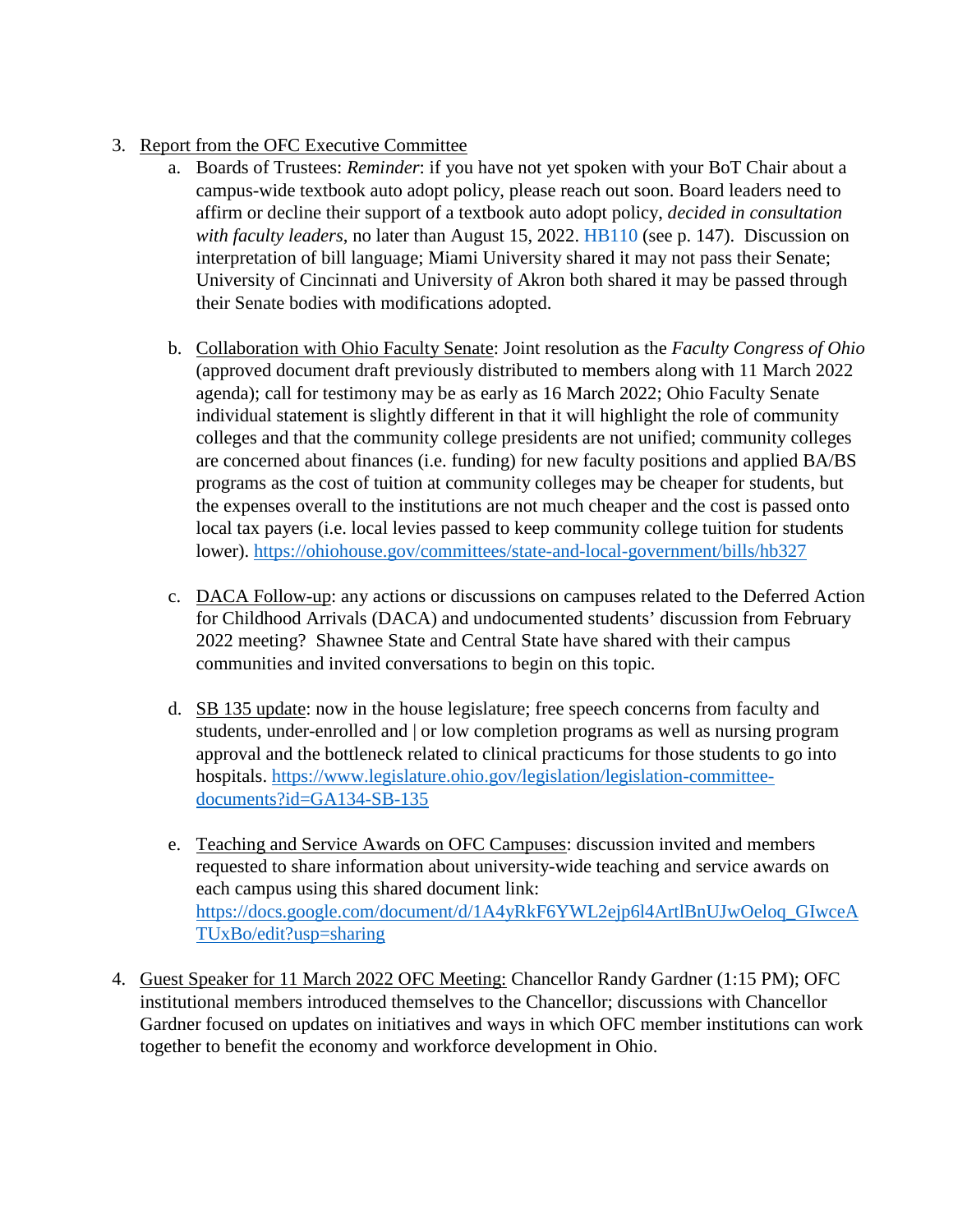3. <u>Report from the OFC Executive Committee</u>
    a. Boards of Trustees: *Reminder*: if you have not yet spoken with your BoT Chair about a campus-wide textbook auto adopt policy, please reach out soon. Board leaders need to affirm or decline their support of a textbook auto adopt policy, *decided in consultation with faculty leaders*, no later than August 15, 2022. HB110 (see p. 147). Discussion on interpretation of bill language; Miami University shared it may not pass their Senate; University of Cincinnati and University of Akron both shared it may be passed through their Senate bodies with modifications adopted.

    b. <u>Collaboration with Ohio Faculty Senate</u>: Joint resolution as the *Faculty Congress of Ohio* (approved document draft previously distributed to members along with 11 March 2022 agenda); call for testimony may be as early as 16 March 2022; Ohio Faculty Senate individual statement is slightly different in that it will highlight the role of community colleges and that the community college presidents are not unified; community colleges are concerned about finances (i.e. funding) for new faculty positions and applied BA/BS programs as the cost of tuition at community colleges may be cheaper for students, but the expenses overall to the institutions are not much cheaper and the cost is passed onto local tax payers (i.e. local levies passed to keep community college tuition for students lower). https://ohiohouse.gov/committees/state-and-local-government/bills/hb327

    c. <u>DACA Follow-up</u>: any actions or discussions on campuses related to the Deferred Action for Childhood Arrivals (DACA) and undocumented students' discussion from February 2022 meeting? Shawnee State and Central State have shared with their campus communities and invited conversations to begin on this topic.

    d. <u>SB 135 update</u>: now in the house legislature; free speech concerns from faculty and students, under-enrolled and | or low completion programs as well as nursing program approval and the bottleneck related to clinical practicums for those students to go into hospitals. https://www.legislature.ohio.gov/legislation/legislation-committee-documents?id=GA134-SB-135

    e. <u>Teaching and Service Awards on OFC Campuses</u>: discussion invited and members requested to share information about university-wide teaching and service awards on each campus using this shared document link: https://docs.google.com/document/d/1A4yRkF6YWL2ejp6l4ArtlBnUJwOeloq_GIwceATUxBo/edit?usp=sharing

4. <u>Guest Speaker for 11 March 2022 OFC Meeting:</u> Chancellor Randy Gardner (1:15 PM); OFC institutional members introduced themselves to the Chancellor; discussions with Chancellor Gardner focused on updates on initiatives and ways in which OFC member institutions can work together to benefit the economy and workforce development in Ohio.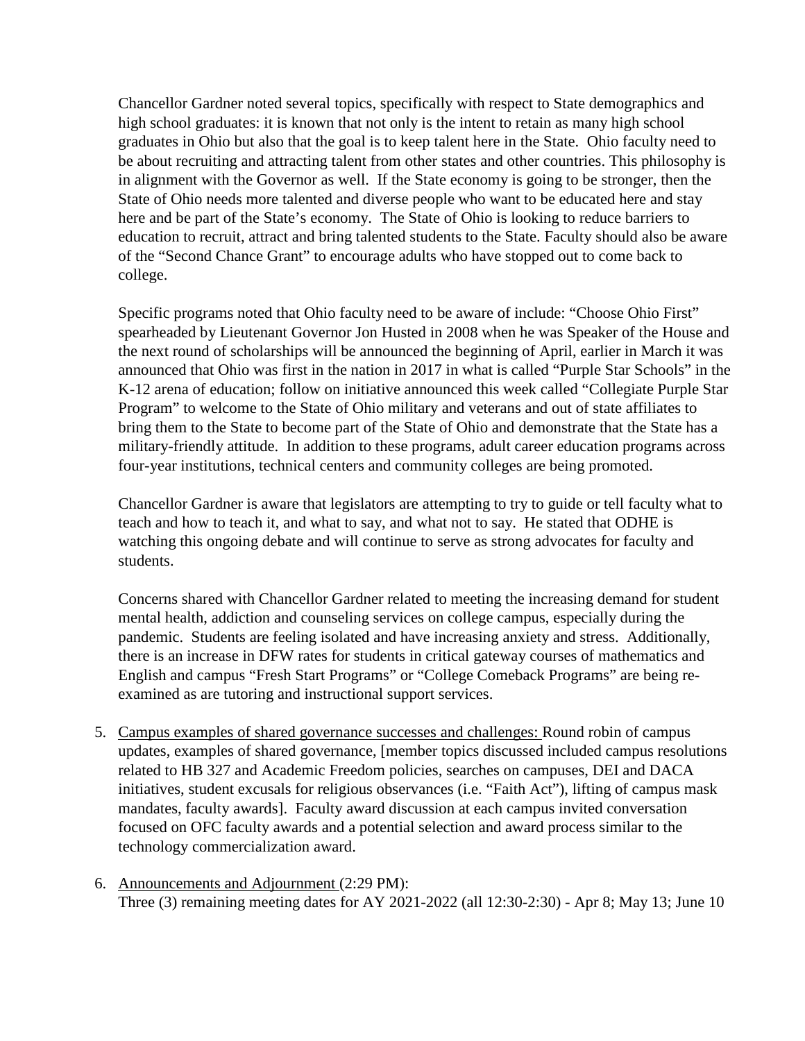Chancellor Gardner noted several topics, specifically with respect to State demographics and high school graduates: it is known that not only is the intent to retain as many high school graduates in Ohio but also that the goal is to keep talent here in the State. Ohio faculty need to be about recruiting and attracting talent from other states and other countries. This philosophy is in alignment with the Governor as well. If the State economy is going to be stronger, then the State of Ohio needs more talented and diverse people who want to be educated here and stay here and be part of the State's economy. The State of Ohio is looking to reduce barriers to education to recruit, attract and bring talented students to the State. Faculty should also be aware of the "Second Chance Grant" to encourage adults who have stopped out to come back to college.

Specific programs noted that Ohio faculty need to be aware of include: "Choose Ohio First" spearheaded by Lieutenant Governor Jon Husted in 2008 when he was Speaker of the House and the next round of scholarships will be announced the beginning of April, earlier in March it was announced that Ohio was first in the nation in 2017 in what is called "Purple Star Schools" in the K-12 arena of education; follow on initiative announced this week called "Collegiate Purple Star Program" to welcome to the State of Ohio military and veterans and out of state affiliates to bring them to the State to become part of the State of Ohio and demonstrate that the State has a military-friendly attitude. In addition to these programs, adult career education programs across four-year institutions, technical centers and community colleges are being promoted.

Chancellor Gardner is aware that legislators are attempting to try to guide or tell faculty what to teach and how to teach it, and what to say, and what not to say. He stated that ODHE is watching this ongoing debate and will continue to serve as strong advocates for faculty and students.

Concerns shared with Chancellor Gardner related to meeting the increasing demand for student mental health, addiction and counseling services on college campus, especially during the pandemic. Students are feeling isolated and have increasing anxiety and stress. Additionally, there is an increase in DFW rates for students in critical gateway courses of mathematics and English and campus "Fresh Start Programs" or "College Comeback Programs" are being re-examined as are tutoring and instructional support services.

5. Campus examples of shared governance successes and challenges: Round robin of campus updates, examples of shared governance, [member topics discussed included campus resolutions related to HB 327 and Academic Freedom policies, searches on campuses, DEI and DACA initiatives, student excusals for religious observances (i.e. "Faith Act"), lifting of campus mask mandates, faculty awards]. Faculty award discussion at each campus invited conversation focused on OFC faculty awards and a potential selection and award process similar to the technology commercialization award.

6. Announcements and Adjournment (2:29 PM):
   Three (3) remaining meeting dates for AY 2021-2022 (all 12:30-2:30) - Apr 8; May 13; June 10